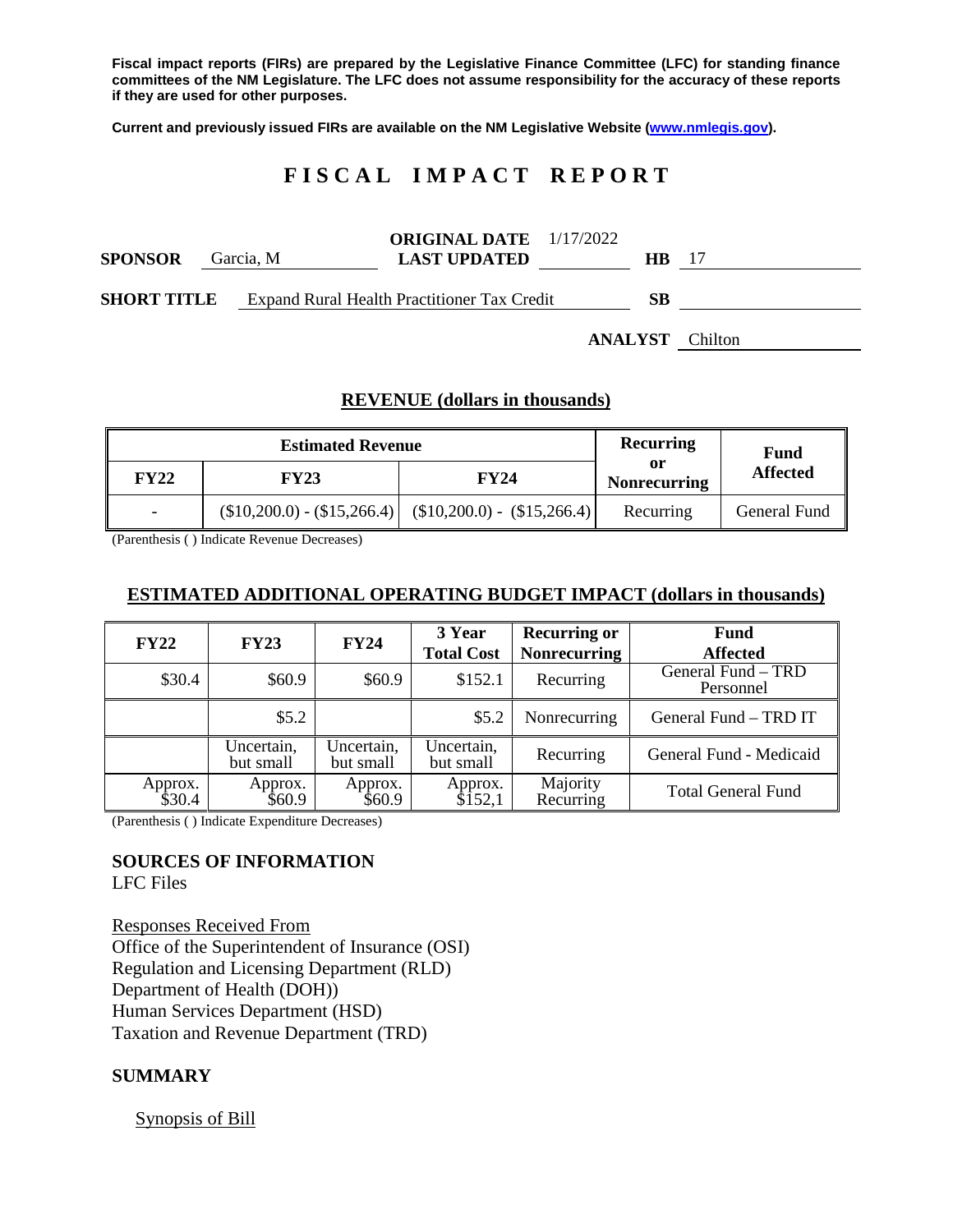**Fiscal impact reports (FIRs) are prepared by the Legislative Finance Committee (LFC) for standing finance committees of the NM Legislature. The LFC does not assume responsibility for the accuracy of these reports if they are used for other purposes.**

**Current and previously issued FIRs are available on the NM Legislative Website (www.nmlegis.gov).**

# FISCAL IMPACT REPORT

**SPONSOR** Garcia, M

**ORIGINAL DATE** 1/17/2022
**LAST UPDATED**

**HB** 17

**SHORT TITLE** Expand Rural Health Practitioner Tax Credit

**SB**

**ANALYST** Chilton

## REVENUE (dollars in thousands)

| Estimated Revenue | | | Recurring or Nonrecurring | Fund Affected |
|---|---|---|---|---|
| **FY22** | **FY23** | **FY24** | | |
| - | ($10,200.0) - ($15,266.4) | ($10,200.0) - ($15,266.4) | Recurring | General Fund |

(Parenthesis ( ) Indicate Revenue Decreases)

## ESTIMATED ADDITIONAL OPERATING BUDGET IMPACT (dollars in thousands)

| FY22 | FY23 | FY24 | 3 Year Total Cost | Recurring or Nonrecurring | Fund Affected |
|---|---|---|---|---|---|
| $30.4 | $60.9 | $60.9 | $152.1 | Recurring | General Fund – TRD Personnel |
| | $5.2 | | $5.2 | Nonrecurring | General Fund – TRD IT |
| | Uncertain, but small | Uncertain, but small | Uncertain, but small | Recurring | General Fund - Medicaid |
| Approx. $30.4 | Approx. $60.9 | Approx. $60.9 | Approx. $152,1 | Majority Recurring | Total General Fund |

(Parenthesis ( ) Indicate Expenditure Decreases)

### SOURCES OF INFORMATION

LFC Files

Responses Received From
Office of the Superintendent of Insurance (OSI)
Regulation and Licensing Department (RLD)
Department of Health (DOH))
Human Services Department (HSD)
Taxation and Revenue Department (TRD)

### SUMMARY

Synopsis of Bill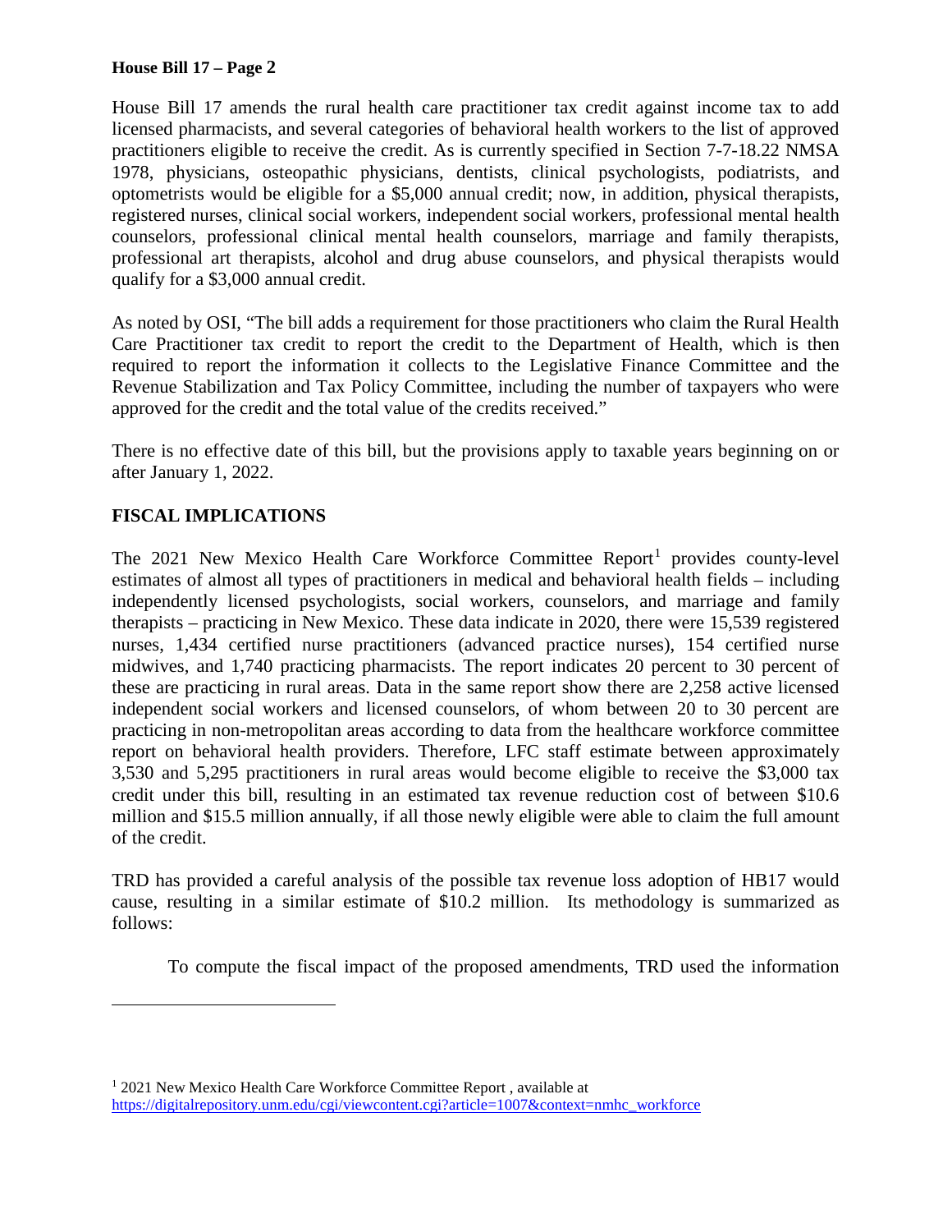House Bill 17 amends the rural health care practitioner tax credit against income tax to add licensed pharmacists, and several categories of behavioral health workers to the list of approved practitioners eligible to receive the credit. As is currently specified in Section 7-7-18.22 NMSA 1978, physicians, osteopathic physicians, dentists, clinical psychologists, podiatrists, and optometrists would be eligible for a $5,000 annual credit; now, in addition, physical therapists, registered nurses, clinical social workers, independent social workers, professional mental health counselors, professional clinical mental health counselors, marriage and family therapists, professional art therapists, alcohol and drug abuse counselors, and physical therapists would qualify for a $3,000 annual credit.

As noted by OSI, "The bill adds a requirement for those practitioners who claim the Rural Health Care Practitioner tax credit to report the credit to the Department of Health, which is then required to report the information it collects to the Legislative Finance Committee and the Revenue Stabilization and Tax Policy Committee, including the number of taxpayers who were approved for the credit and the total value of the credits received."

There is no effective date of this bill, but the provisions apply to taxable years beginning on or after January 1, 2022.

## FISCAL IMPLICATIONS

The 2021 New Mexico Health Care Workforce Committee Report[1] provides county-level estimates of almost all types of practitioners in medical and behavioral health fields – including independently licensed psychologists, social workers, counselors, and marriage and family therapists – practicing in New Mexico. These data indicate in 2020, there were 15,539 registered nurses, 1,434 certified nurse practitioners (advanced practice nurses), 154 certified nurse midwives, and 1,740 practicing pharmacists. The report indicates 20 percent to 30 percent of these are practicing in rural areas. Data in the same report show there are 2,258 active licensed independent social workers and licensed counselors, of whom between 20 to 30 percent are practicing in non-metropolitan areas according to data from the healthcare workforce committee report on behavioral health providers. Therefore, LFC staff estimate between approximately 3,530 and 5,295 practitioners in rural areas would become eligible to receive the $3,000 tax credit under this bill, resulting in an estimated tax revenue reduction cost of between $10.6 million and $15.5 million annually, if all those newly eligible were able to claim the full amount of the credit.

TRD has provided a careful analysis of the possible tax revenue loss adoption of HB17 would cause, resulting in a similar estimate of $10.2 million. Its methodology is summarized as follows:

> To compute the fiscal impact of the proposed amendments, TRD used the information

---

[1] 2021 New Mexico Health Care Workforce Committee Report , available at https://digitalrepository.unm.edu/cgi/viewcontent.cgi?article=1007&context=nmhc_workforce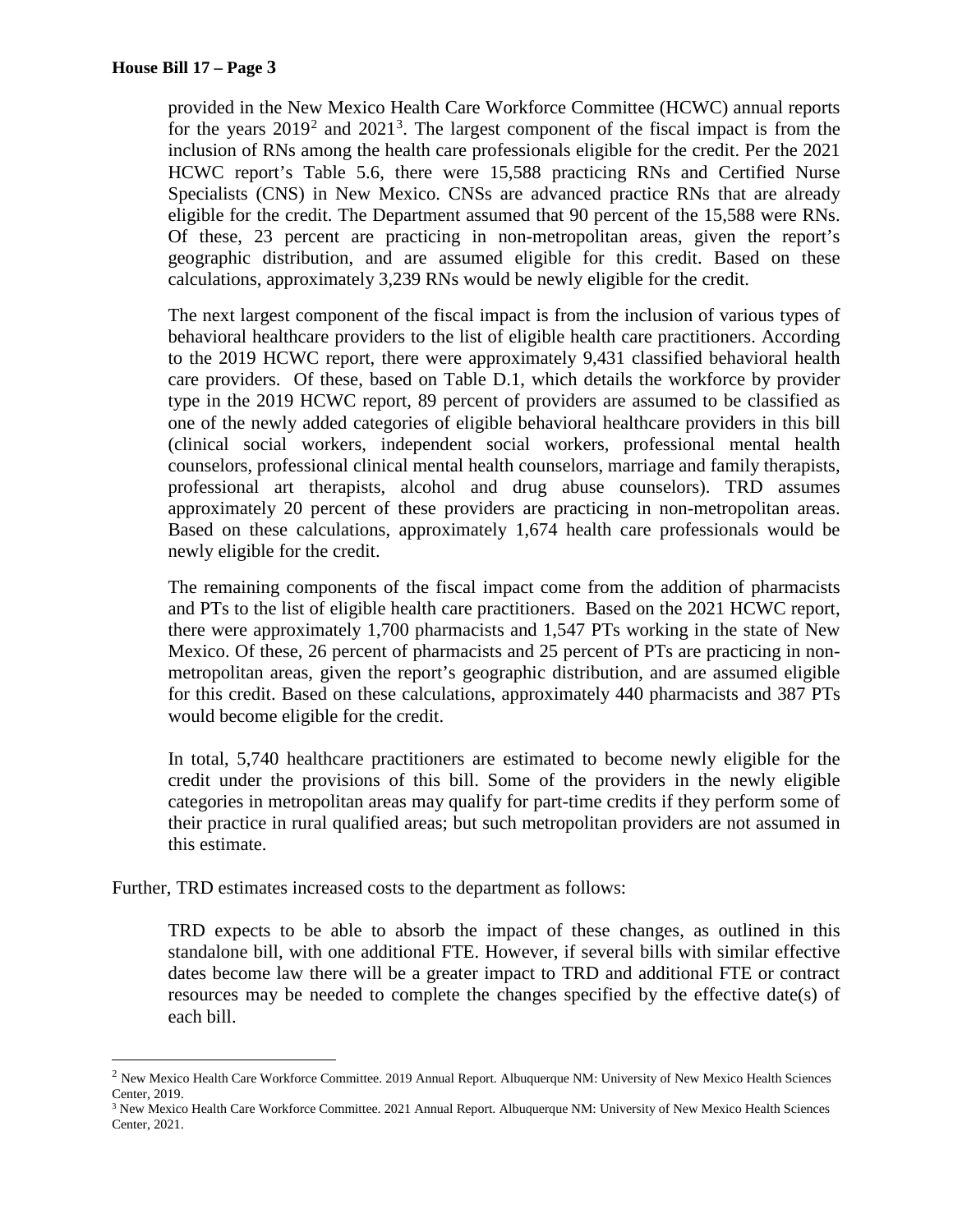provided in the New Mexico Health Care Workforce Committee (HCWC) annual reports for the years 2019[2] and 2021[3]. The largest component of the fiscal impact is from the inclusion of RNs among the health care professionals eligible for the credit. Per the 2021 HCWC report's Table 5.6, there were 15,588 practicing RNs and Certified Nurse Specialists (CNS) in New Mexico. CNSs are advanced practice RNs that are already eligible for the credit. The Department assumed that 90 percent of the 15,588 were RNs. Of these, 23 percent are practicing in non-metropolitan areas, given the report's geographic distribution, and are assumed eligible for this credit. Based on these calculations, approximately 3,239 RNs would be newly eligible for the credit.

> The next largest component of the fiscal impact is from the inclusion of various types of behavioral healthcare providers to the list of eligible health care practitioners. According to the 2019 HCWC report, there were approximately 9,431 classified behavioral health care providers. Of these, based on Table D.1, which details the workforce by provider type in the 2019 HCWC report, 89 percent of providers are assumed to be classified as one of the newly added categories of eligible behavioral healthcare providers in this bill (clinical social workers, independent social workers, professional mental health counselors, professional clinical mental health counselors, marriage and family therapists, professional art therapists, alcohol and drug abuse counselors). TRD assumes approximately 20 percent of these providers are practicing in non-metropolitan areas. Based on these calculations, approximately 1,674 health care professionals would be newly eligible for the credit.
>
> The remaining components of the fiscal impact come from the addition of pharmacists and PTs to the list of eligible health care practitioners. Based on the 2021 HCWC report, there were approximately 1,700 pharmacists and 1,547 PTs working in the state of New Mexico. Of these, 26 percent of pharmacists and 25 percent of PTs are practicing in non-metropolitan areas, given the report's geographic distribution, and are assumed eligible for this credit. Based on these calculations, approximately 440 pharmacists and 387 PTs would become eligible for the credit.
>
> In total, 5,740 healthcare practitioners are estimated to become newly eligible for the credit under the provisions of this bill. Some of the providers in the newly eligible categories in metropolitan areas may qualify for part-time credits if they perform some of their practice in rural qualified areas; but such metropolitan providers are not assumed in this estimate.

Further, TRD estimates increased costs to the department as follows:

> TRD expects to be able to absorb the impact of these changes, as outlined in this standalone bill, with one additional FTE. However, if several bills with similar effective dates become law there will be a greater impact to TRD and additional FTE or contract resources may be needed to complete the changes specified by the effective date(s) of each bill.

---

[2] New Mexico Health Care Workforce Committee. 2019 Annual Report. Albuquerque NM: University of New Mexico Health Sciences Center, 2019.

[3] New Mexico Health Care Workforce Committee. 2021 Annual Report. Albuquerque NM: University of New Mexico Health Sciences Center, 2021.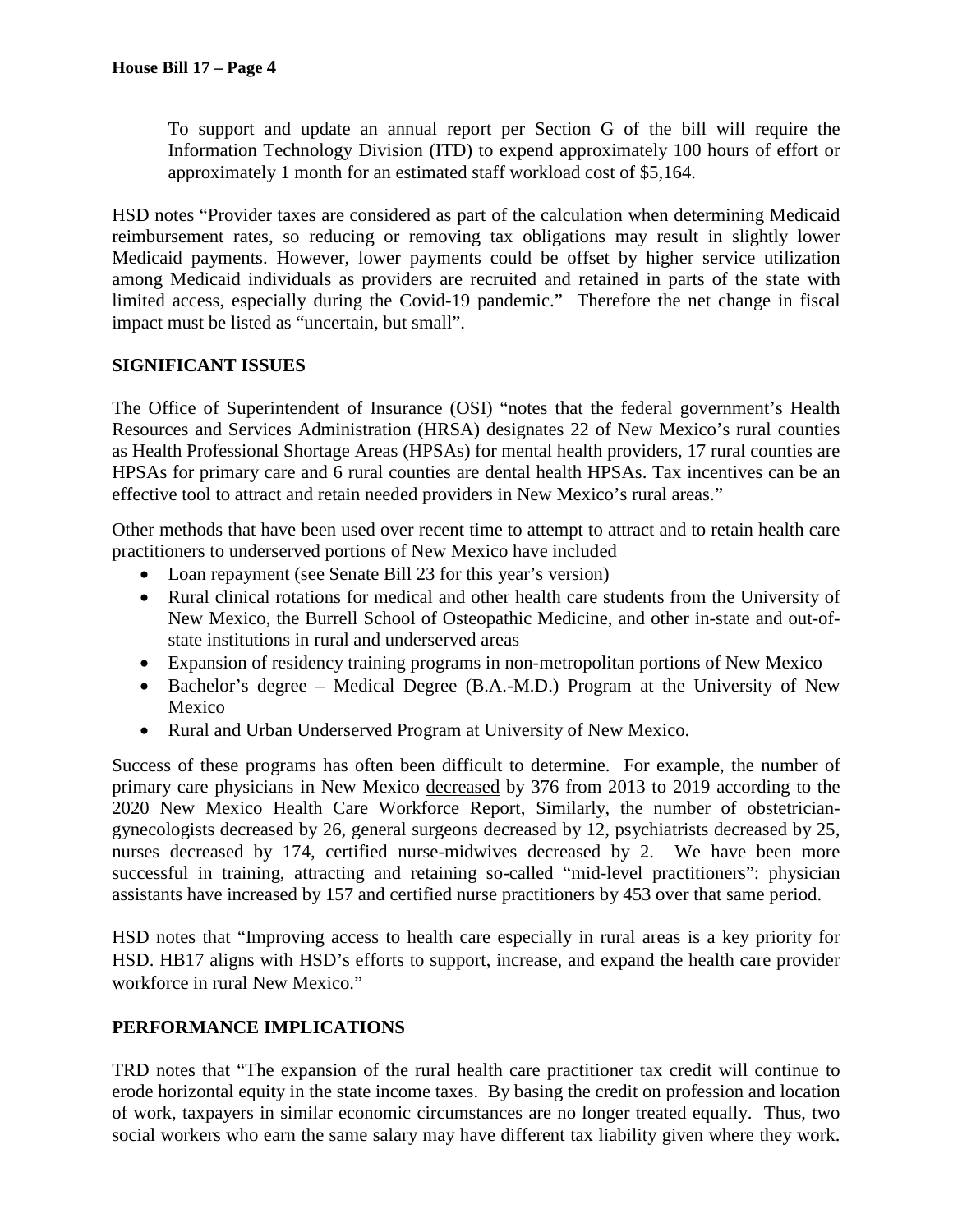To support and update an annual report per Section G of the bill will require the Information Technology Division (ITD) to expend approximately 100 hours of effort or approximately 1 month for an estimated staff workload cost of $5,164.

HSD notes "Provider taxes are considered as part of the calculation when determining Medicaid reimbursement rates, so reducing or removing tax obligations may result in slightly lower Medicaid payments. However, lower payments could be offset by higher service utilization among Medicaid individuals as providers are recruited and retained in parts of the state with limited access, especially during the Covid-19 pandemic." Therefore the net change in fiscal impact must be listed as "uncertain, but small".

## SIGNIFICANT ISSUES

The Office of Superintendent of Insurance (OSI) "notes that the federal government's Health Resources and Services Administration (HRSA) designates 22 of New Mexico's rural counties as Health Professional Shortage Areas (HPSAs) for mental health providers, 17 rural counties are HPSAs for primary care and 6 rural counties are dental health HPSAs. Tax incentives can be an effective tool to attract and retain needed providers in New Mexico's rural areas."

Other methods that have been used over recent time to attempt to attract and to retain health care practitioners to underserved portions of New Mexico have included

- Loan repayment (see Senate Bill 23 for this year's version)
- Rural clinical rotations for medical and other health care students from the University of New Mexico, the Burrell School of Osteopathic Medicine, and other in-state and out-of-state institutions in rural and underserved areas
- Expansion of residency training programs in non-metropolitan portions of New Mexico
- Bachelor's degree – Medical Degree (B.A.-M.D.) Program at the University of New Mexico
- Rural and Urban Underserved Program at University of New Mexico.

Success of these programs has often been difficult to determine. For example, the number of primary care physicians in New Mexico decreased by 376 from 2013 to 2019 according to the 2020 New Mexico Health Care Workforce Report, Similarly, the number of obstetrician-gynecologists decreased by 26, general surgeons decreased by 12, psychiatrists decreased by 25, nurses decreased by 174, certified nurse-midwives decreased by 2. We have been more successful in training, attracting and retaining so-called "mid-level practitioners": physician assistants have increased by 157 and certified nurse practitioners by 453 over that same period.

HSD notes that "Improving access to health care especially in rural areas is a key priority for HSD. HB17 aligns with HSD's efforts to support, increase, and expand the health care provider workforce in rural New Mexico."

## PERFORMANCE IMPLICATIONS

TRD notes that "The expansion of the rural health care practitioner tax credit will continue to erode horizontal equity in the state income taxes. By basing the credit on profession and location of work, taxpayers in similar economic circumstances are no longer treated equally. Thus, two social workers who earn the same salary may have different tax liability given where they work.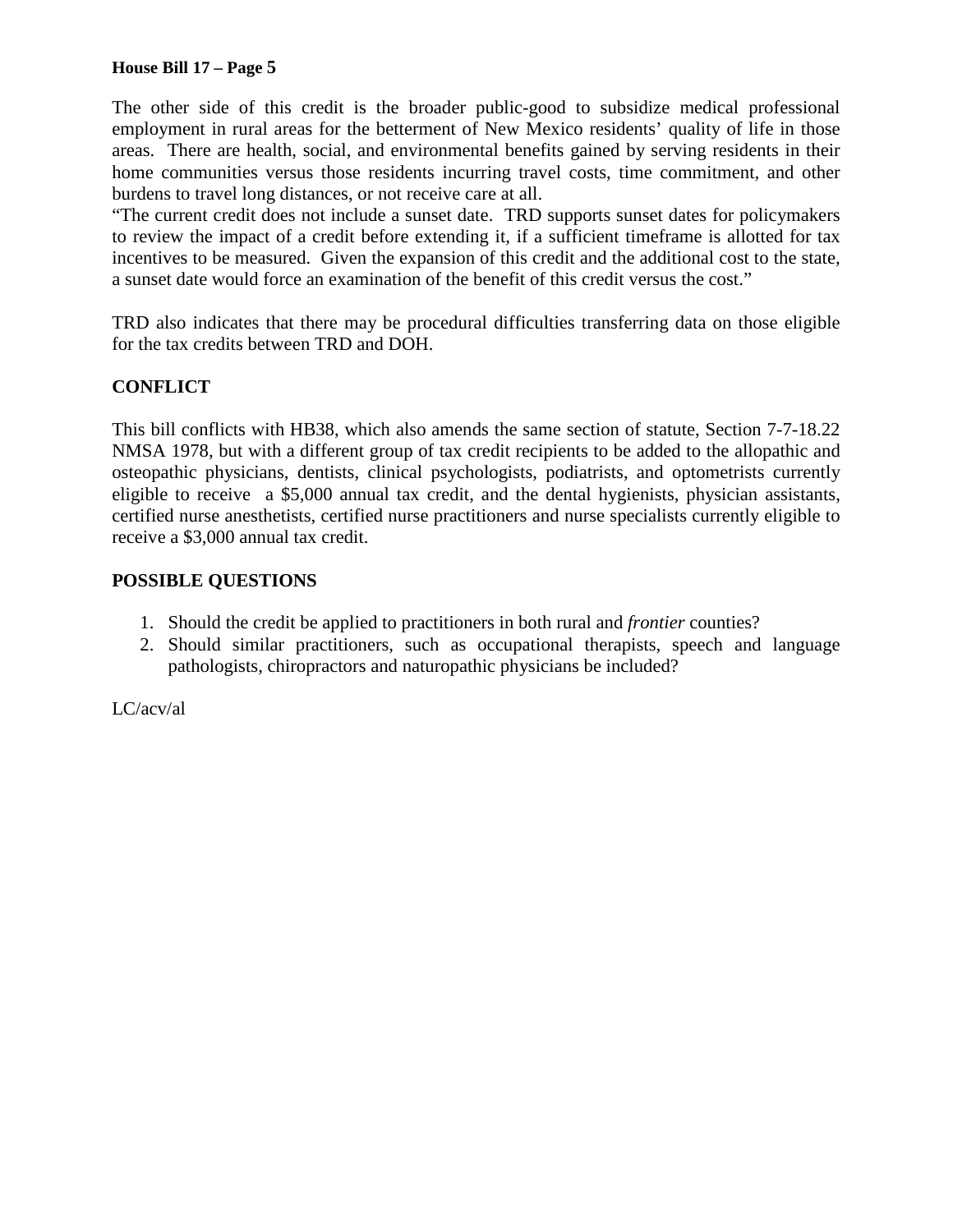The other side of this credit is the broader public-good to subsidize medical professional employment in rural areas for the betterment of New Mexico residents' quality of life in those areas. There are health, social, and environmental benefits gained by serving residents in their home communities versus those residents incurring travel costs, time commitment, and other burdens to travel long distances, or not receive care at all.

"The current credit does not include a sunset date. TRD supports sunset dates for policymakers to review the impact of a credit before extending it, if a sufficient timeframe is allotted for tax incentives to be measured. Given the expansion of this credit and the additional cost to the state, a sunset date would force an examination of the benefit of this credit versus the cost."

TRD also indicates that there may be procedural difficulties transferring data on those eligible for the tax credits between TRD and DOH.

**CONFLICT**

This bill conflicts with HB38, which also amends the same section of statute, Section 7-7-18.22 NMSA 1978, but with a different group of tax credit recipients to be added to the allopathic and osteopathic physicians, dentists, clinical psychologists, podiatrists, and optometrists currently eligible to receive a $5,000 annual tax credit, and the dental hygienists, physician assistants, certified nurse anesthetists, certified nurse practitioners and nurse specialists currently eligible to receive a $3,000 annual tax credit.

**POSSIBLE QUESTIONS**

1. Should the credit be applied to practitioners in both rural and *frontier* counties?
2. Should similar practitioners, such as occupational therapists, speech and language pathologists, chiropractors and naturopathic physicians be included?

LC/acv/al